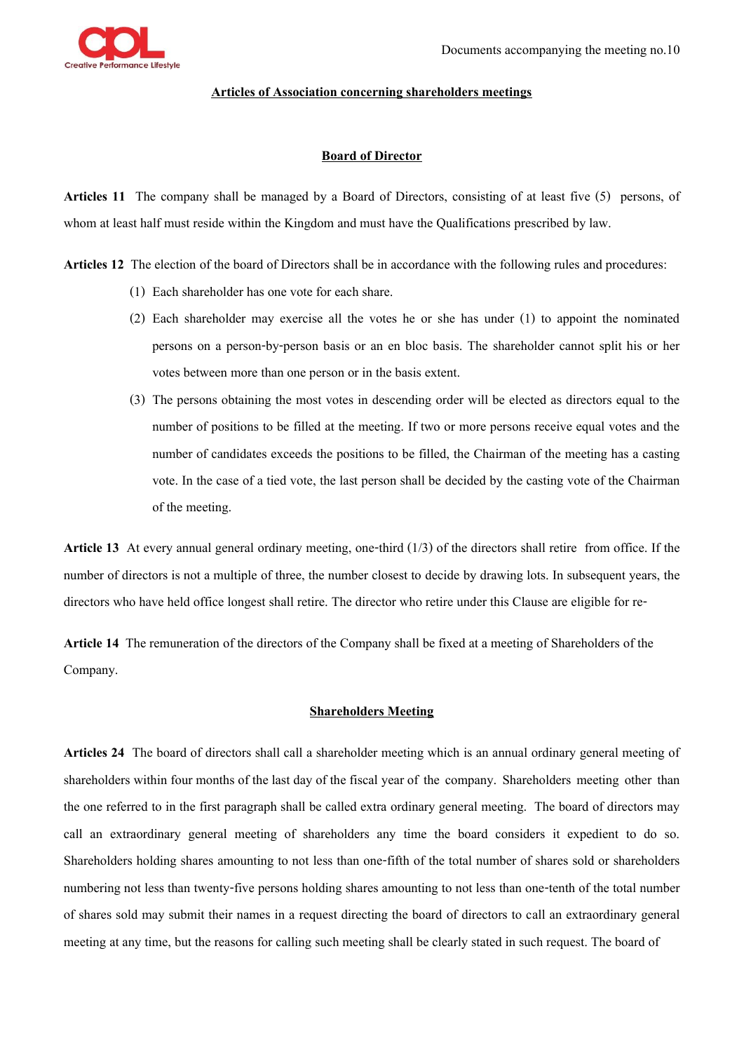## Articles of Association concerning shareholders meetings

### Board of Director

**Articles 11** The company shall be managed by a Board of Directors, consisting of at least five (5) persons, of whom at least half must reside within the Kingdom and must have the Qualifications prescribed by law.

**Articles 12** The election of the board of Directors shall be in accordance with the following rules and procedures:

(1) Each shareholder has one vote for each share.

(2) Each shareholder may exercise all the votes he or she has under (1) to appoint the nominated persons on a person-by-person basis or an en bloc basis. The shareholder cannot split his or her votes between more than one person or in the basis extent.

(3) The persons obtaining the most votes in descending order will be elected as directors equal to the number of positions to be filled at the meeting. If two or more persons receive equal votes and the number of candidates exceeds the positions to be filled, the Chairman of the meeting has a casting vote. In the case of a tied vote, the last person shall be decided by the casting vote of the Chairman of the meeting.

**Article 13** At every annual general ordinary meeting, one-third (1/3) of the directors shall retire from office. If the number of directors is not a multiple of three, the number closest to decide by drawing lots. In subsequent years, the directors who have held office longest shall retire. The director who retire under this Clause are eligible for re-

**Article 14** The remuneration of the directors of the Company shall be fixed at a meeting of Shareholders of the Company.

### Shareholders Meeting

**Articles 24** The board of directors shall call a shareholder meeting which is an annual ordinary general meeting of shareholders within four months of the last day of the fiscal year of the company. Shareholders meeting other than the one referred to in the first paragraph shall be called extra ordinary general meeting. The board of directors may call an extraordinary general meeting of shareholders any time the board considers it expedient to do so. Shareholders holding shares amounting to not less than one-fifth of the total number of shares sold or shareholders numbering not less than twenty-five persons holding shares amounting to not less than one-tenth of the total number of shares sold may submit their names in a request directing the board of directors to call an extraordinary general meeting at any time, but the reasons for calling such meeting shall be clearly stated in such request. The board of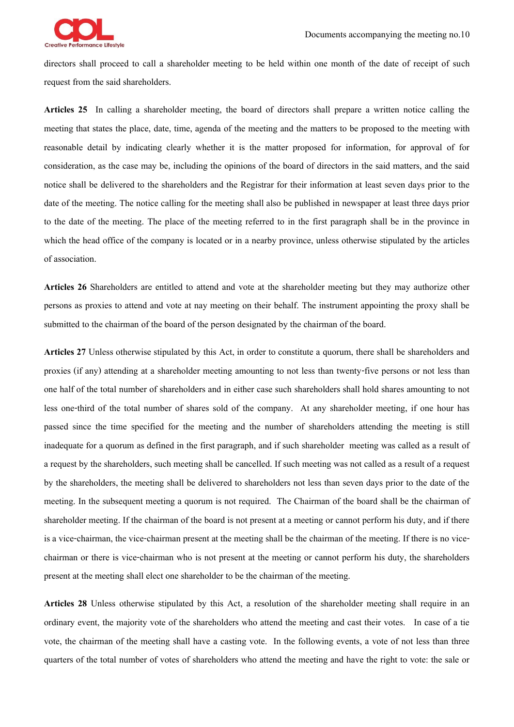directors shall proceed to call a shareholder meeting to be held within one month of the date of receipt of such request from the said shareholders.

**Articles 25** In calling a shareholder meeting, the board of directors shall prepare a written notice calling the meeting that states the place, date, time, agenda of the meeting and the matters to be proposed to the meeting with reasonable detail by indicating clearly whether it is the matter proposed for information, for approval of for consideration, as the case may be, including the opinions of the board of directors in the said matters, and the said notice shall be delivered to the shareholders and the Registrar for their information at least seven days prior to the date of the meeting. The notice calling for the meeting shall also be published in newspaper at least three days prior to the date of the meeting. The place of the meeting referred to in the first paragraph shall be in the province in which the head office of the company is located or in a nearby province, unless otherwise stipulated by the articles of association.

**Articles 26** Shareholders are entitled to attend and vote at the shareholder meeting but they may authorize other persons as proxies to attend and vote at nay meeting on their behalf. The instrument appointing the proxy shall be submitted to the chairman of the board of the person designated by the chairman of the board.

**Articles 27** Unless otherwise stipulated by this Act, in order to constitute a quorum, there shall be shareholders and proxies (if any) attending at a shareholder meeting amounting to not less than twenty-five persons or not less than one half of the total number of shareholders and in either case such shareholders shall hold shares amounting to not less one-third of the total number of shares sold of the company. At any shareholder meeting, if one hour has passed since the time specified for the meeting and the number of shareholders attending the meeting is still inadequate for a quorum as defined in the first paragraph, and if such shareholder meeting was called as a result of a request by the shareholders, such meeting shall be cancelled. If such meeting was not called as a result of a request by the shareholders, the meeting shall be delivered to shareholders not less than seven days prior to the date of the meeting. In the subsequent meeting a quorum is not required. The Chairman of the board shall be the chairman of shareholder meeting. If the chairman of the board is not present at a meeting or cannot perform his duty, and if there is a vice-chairman, the vice-chairman present at the meeting shall be the chairman of the meeting. If there is no vice-chairman or there is vice-chairman who is not present at the meeting or cannot perform his duty, the shareholders present at the meeting shall elect one shareholder to be the chairman of the meeting.

**Articles 28** Unless otherwise stipulated by this Act, a resolution of the shareholder meeting shall require in an ordinary event, the majority vote of the shareholders who attend the meeting and cast their votes. In case of a tie vote, the chairman of the meeting shall have a casting vote. In the following events, a vote of not less than three quarters of the total number of votes of shareholders who attend the meeting and have the right to vote: the sale or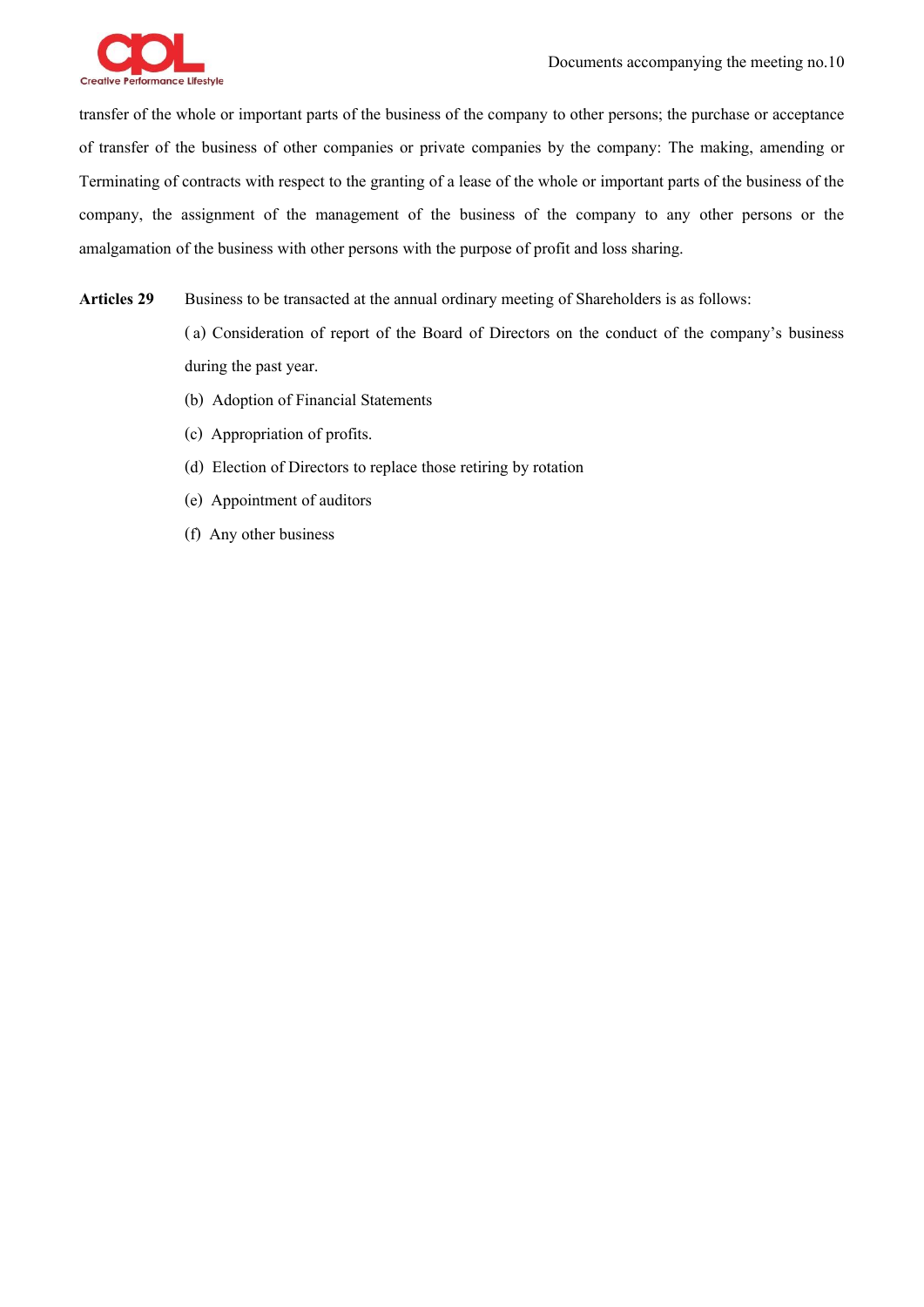transfer of the whole or important parts of the business of the company to other persons; the purchase or acceptance of transfer of the business of other companies or private companies by the company: The making, amending or Terminating of contracts with respect to the granting of a lease of the whole or important parts of the business of the company, the assignment of the management of the business of the company to any other persons or the amalgamation of the business with other persons with the purpose of profit and loss sharing.

**Articles 29** Business to be transacted at the annual ordinary meeting of Shareholders is as follows:

(a) Consideration of report of the Board of Directors on the conduct of the company's business during the past year.

(b) Adoption of Financial Statements

(c) Appropriation of profits.

(d) Election of Directors to replace those retiring by rotation

(e) Appointment of auditors

(f) Any other business